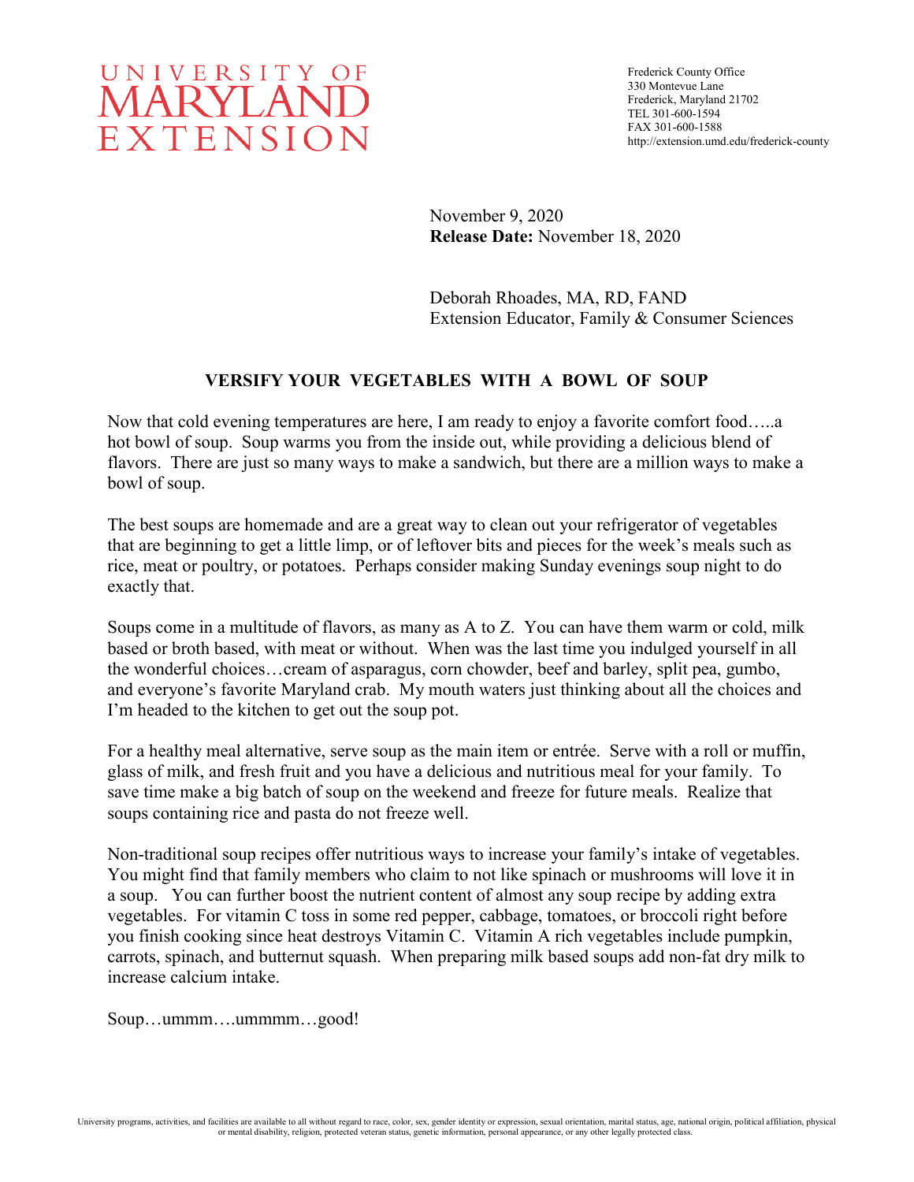UNIVERSITY OF MARYLAND EXTENSION

Frederick County Office
330 Montevue Lane
Frederick, Maryland 21702
TEL 301-600-1594
FAX 301-600-1588
http://extension.umd.edu/frederick-county

November 9, 2020
**Release Date:** November 18, 2020

Deborah Rhoades, MA, RD, FAND
Extension Educator, Family & Consumer Sciences

## VERSIFY YOUR VEGETABLES WITH A BOWL OF SOUP

Now that cold evening temperatures are here, I am ready to enjoy a favorite comfort food…..a hot bowl of soup. Soup warms you from the inside out, while providing a delicious blend of flavors. There are just so many ways to make a sandwich, but there are a million ways to make a bowl of soup.

The best soups are homemade and are a great way to clean out your refrigerator of vegetables that are beginning to get a little limp, or of leftover bits and pieces for the week's meals such as rice, meat or poultry, or potatoes. Perhaps consider making Sunday evenings soup night to do exactly that.

Soups come in a multitude of flavors, as many as A to Z. You can have them warm or cold, milk based or broth based, with meat or without. When was the last time you indulged yourself in all the wonderful choices…cream of asparagus, corn chowder, beef and barley, split pea, gumbo, and everyone's favorite Maryland crab. My mouth waters just thinking about all the choices and I'm headed to the kitchen to get out the soup pot.

For a healthy meal alternative, serve soup as the main item or entrée. Serve with a roll or muffin, glass of milk, and fresh fruit and you have a delicious and nutritious meal for your family. To save time make a big batch of soup on the weekend and freeze for future meals. Realize that soups containing rice and pasta do not freeze well.

Non-traditional soup recipes offer nutritious ways to increase your family's intake of vegetables. You might find that family members who claim to not like spinach or mushrooms will love it in a soup. You can further boost the nutrient content of almost any soup recipe by adding extra vegetables. For vitamin C toss in some red pepper, cabbage, tomatoes, or broccoli right before you finish cooking since heat destroys Vitamin C. Vitamin A rich vegetables include pumpkin, carrots, spinach, and butternut squash. When preparing milk based soups add non-fat dry milk to increase calcium intake.

Soup…ummm….ummmm…good!

University programs, activities, and facilities are available to all without regard to race, color, sex, gender identity or expression, sexual orientation, marital status, age, national origin, political affiliation, physical or mental disability, religion, protected veteran status, genetic information, personal appearance, or any other legally protected class.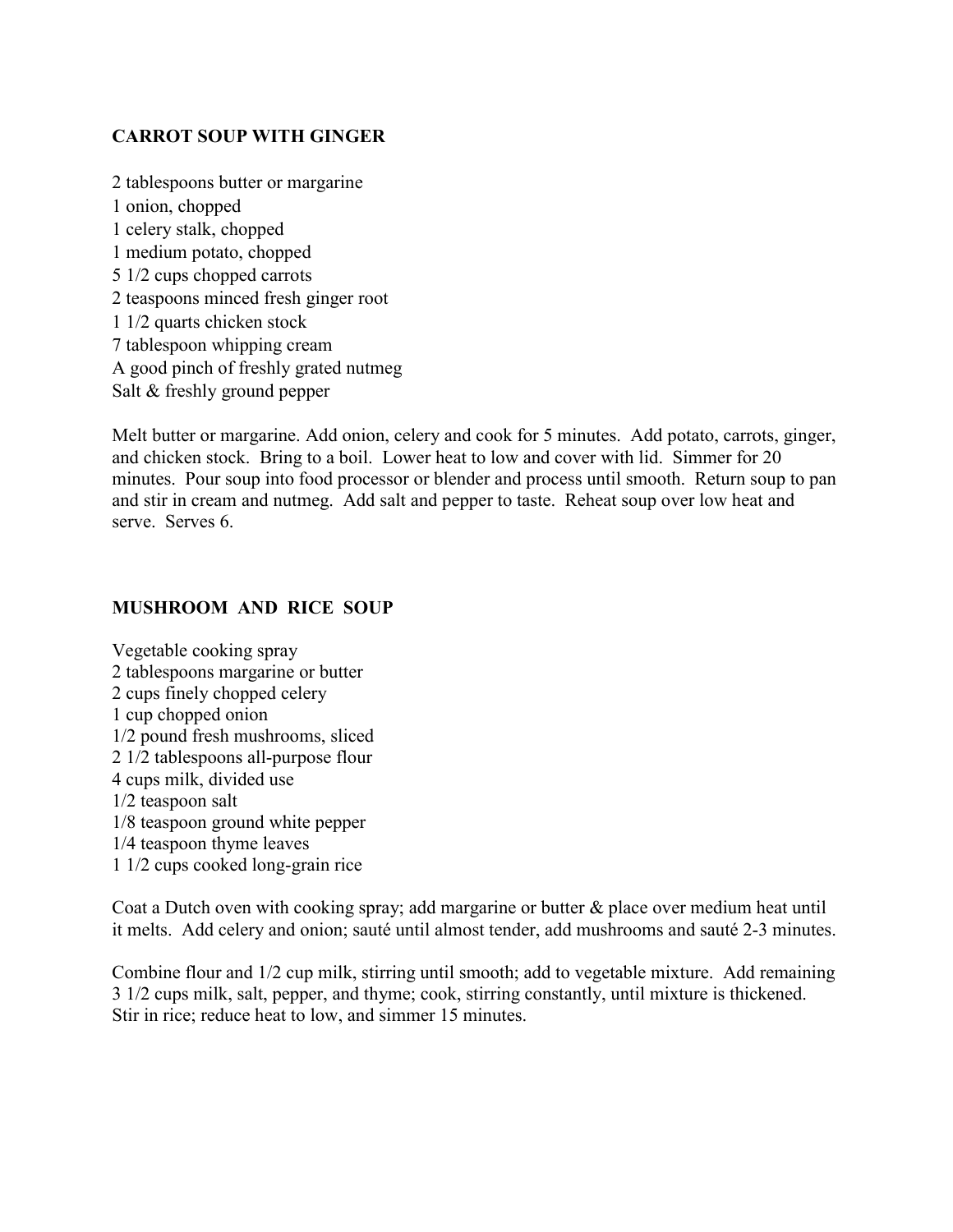**CARROT SOUP WITH GINGER**

2 tablespoons butter or margarine
1 onion, chopped
1 celery stalk, chopped
1 medium potato, chopped
5 1/2 cups chopped carrots
2 teaspoons minced fresh ginger root
1 1/2 quarts chicken stock
7 tablespoon whipping cream
A good pinch of freshly grated nutmeg
Salt & freshly ground pepper

Melt butter or margarine. Add onion, celery and cook for 5 minutes. Add potato, carrots, ginger, and chicken stock. Bring to a boil. Lower heat to low and cover with lid. Simmer for 20 minutes. Pour soup into food processor or blender and process until smooth. Return soup to pan and stir in cream and nutmeg. Add salt and pepper to taste. Reheat soup over low heat and serve. Serves 6.

**MUSHROOM AND RICE SOUP**

Vegetable cooking spray
2 tablespoons margarine or butter
2 cups finely chopped celery
1 cup chopped onion
1/2 pound fresh mushrooms, sliced
2 1/2 tablespoons all-purpose flour
4 cups milk, divided use
1/2 teaspoon salt
1/8 teaspoon ground white pepper
1/4 teaspoon thyme leaves
1 1/2 cups cooked long-grain rice

Coat a Dutch oven with cooking spray; add margarine or butter & place over medium heat until it melts. Add celery and onion; sauté until almost tender, add mushrooms and sauté 2-3 minutes.

Combine flour and 1/2 cup milk, stirring until smooth; add to vegetable mixture. Add remaining 3 1/2 cups milk, salt, pepper, and thyme; cook, stirring constantly, until mixture is thickened. Stir in rice; reduce heat to low, and simmer 15 minutes.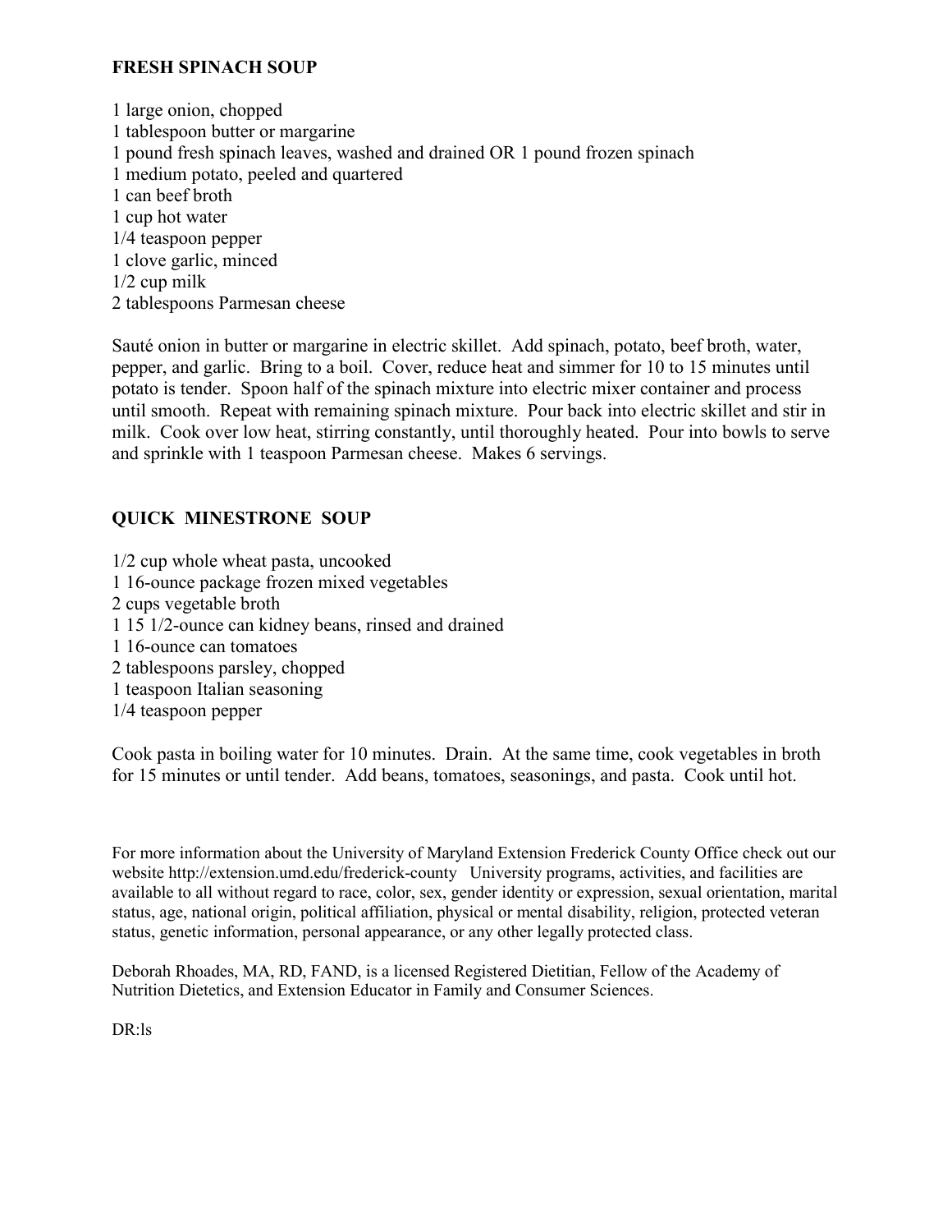## FRESH SPINACH SOUP

1 large onion, chopped
1 tablespoon butter or margarine
1 pound fresh spinach leaves, washed and drained OR 1 pound frozen spinach
1 medium potato, peeled and quartered
1 can beef broth
1 cup hot water
1/4 teaspoon pepper
1 clove garlic, minced
1/2 cup milk
2 tablespoons Parmesan cheese

Sauté onion in butter or margarine in electric skillet. Add spinach, potato, beef broth, water, pepper, and garlic. Bring to a boil. Cover, reduce heat and simmer for 10 to 15 minutes until potato is tender. Spoon half of the spinach mixture into electric mixer container and process until smooth. Repeat with remaining spinach mixture. Pour back into electric skillet and stir in milk. Cook over low heat, stirring constantly, until thoroughly heated. Pour into bowls to serve and sprinkle with 1 teaspoon Parmesan cheese. Makes 6 servings.

## QUICK MINESTRONE SOUP

1/2 cup whole wheat pasta, uncooked
1 16-ounce package frozen mixed vegetables
2 cups vegetable broth
1 15 1/2-ounce can kidney beans, rinsed and drained
1 16-ounce can tomatoes
2 tablespoons parsley, chopped
1 teaspoon Italian seasoning
1/4 teaspoon pepper

Cook pasta in boiling water for 10 minutes. Drain. At the same time, cook vegetables in broth for 15 minutes or until tender. Add beans, tomatoes, seasonings, and pasta. Cook until hot.

For more information about the University of Maryland Extension Frederick County Office check out our website http://extension.umd.edu/frederick-county University programs, activities, and facilities are available to all without regard to race, color, sex, gender identity or expression, sexual orientation, marital status, age, national origin, political affiliation, physical or mental disability, religion, protected veteran status, genetic information, personal appearance, or any other legally protected class.

Deborah Rhoades, MA, RD, FAND, is a licensed Registered Dietitian, Fellow of the Academy of Nutrition Dietetics, and Extension Educator in Family and Consumer Sciences.

DR:ls